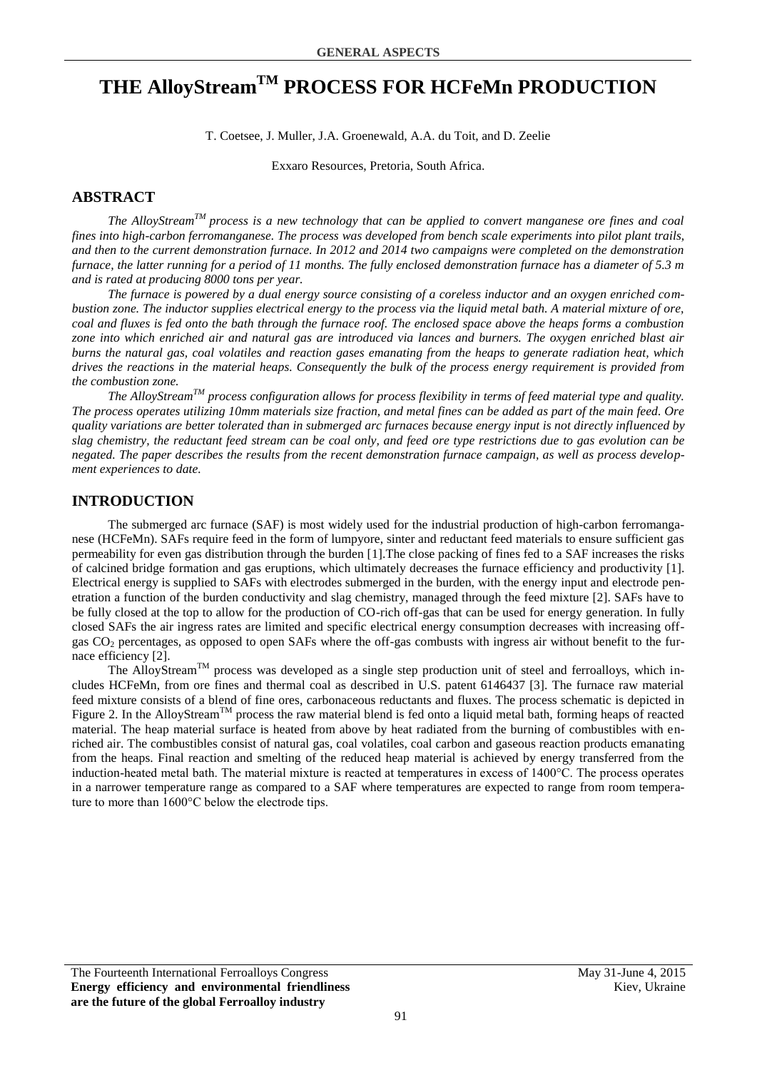# THE AlloyStream$^{TM}$ PROCESS FOR HCFeMn PRODUCTION

T. Coetsee, J. Muller, J.A. Groenewald, A.A. du Toit, and D. Zeelie

Exxaro Resources, Pretoria, South Africa.

## ABSTRACT

*The AlloyStream$^{TM}$ process is a new technology that can be applied to convert manganese ore fines and coal fines into high-carbon ferromanganese. The process was developed from bench scale experiments into pilot plant trails, and then to the current demonstration furnace. In 2012 and 2014 two campaigns were completed on the demonstration furnace, the latter running for a period of 11 months. The fully enclosed demonstration furnace has a diameter of 5.3 m and is rated at producing 8000 tons per year.*

*The furnace is powered by a dual energy source consisting of a coreless inductor and an oxygen enriched combustion zone. The inductor supplies electrical energy to the process via the liquid metal bath. A material mixture of ore, coal and fluxes is fed onto the bath through the furnace roof. The enclosed space above the heaps forms a combustion zone into which enriched air and natural gas are introduced via lances and burners. The oxygen enriched blast air burns the natural gas, coal volatiles and reaction gases emanating from the heaps to generate radiation heat, which drives the reactions in the material heaps. Consequently the bulk of the process energy requirement is provided from the combustion zone.*

*The AlloyStream$^{TM}$ process configuration allows for process flexibility in terms of feed material type and quality. The process operates utilizing 10mm materials size fraction, and metal fines can be added as part of the main feed. Ore quality variations are better tolerated than in submerged arc furnaces because energy input is not directly influenced by slag chemistry, the reductant feed stream can be coal only, and feed ore type restrictions due to gas evolution can be negated. The paper describes the results from the recent demonstration furnace campaign, as well as process development experiences to date.*

## INTRODUCTION

The submerged arc furnace (SAF) is most widely used for the industrial production of high-carbon ferromanganese (HCFeMn). SAFs require feed in the form of lumpyore, sinter and reductant feed materials to ensure sufficient gas permeability for even gas distribution through the burden [1].The close packing of fines fed to a SAF increases the risks of calcined bridge formation and gas eruptions, which ultimately decreases the furnace efficiency and productivity [1]. Electrical energy is supplied to SAFs with electrodes submerged in the burden, with the energy input and electrode penetration a function of the burden conductivity and slag chemistry, managed through the feed mixture [2]. SAFs have to be fully closed at the top to allow for the production of CO-rich off-gas that can be used for energy generation. In fully closed SAFs the air ingress rates are limited and specific electrical energy consumption decreases with increasing off-gas $CO_2$ percentages, as opposed to open SAFs where the off-gas combusts with ingress air without benefit to the furnace efficiency [2].

The AlloyStream$^{TM}$ process was developed as a single step production unit of steel and ferroalloys, which includes HCFeMn, from ore fines and thermal coal as described in U.S. patent 6146437 [3]. The furnace raw material feed mixture consists of a blend of fine ores, carbonaceous reductants and fluxes. The process schematic is depicted in Figure 2. In the AlloyStream$^{TM}$ process the raw material blend is fed onto a liquid metal bath, forming heaps of reacted material. The heap material surface is heated from above by heat radiated from the burning of combustibles with enriched air. The combustibles consist of natural gas, coal volatiles, coal carbon and gaseous reaction products emanating from the heaps. Final reaction and smelting of the reduced heap material is achieved by energy transferred from the induction-heated metal bath. The material mixture is reacted at temperatures in excess of 1400°C. The process operates in a narrower temperature range as compared to a SAF where temperatures are expected to range from room temperature to more than 1600°C below the electrode tips.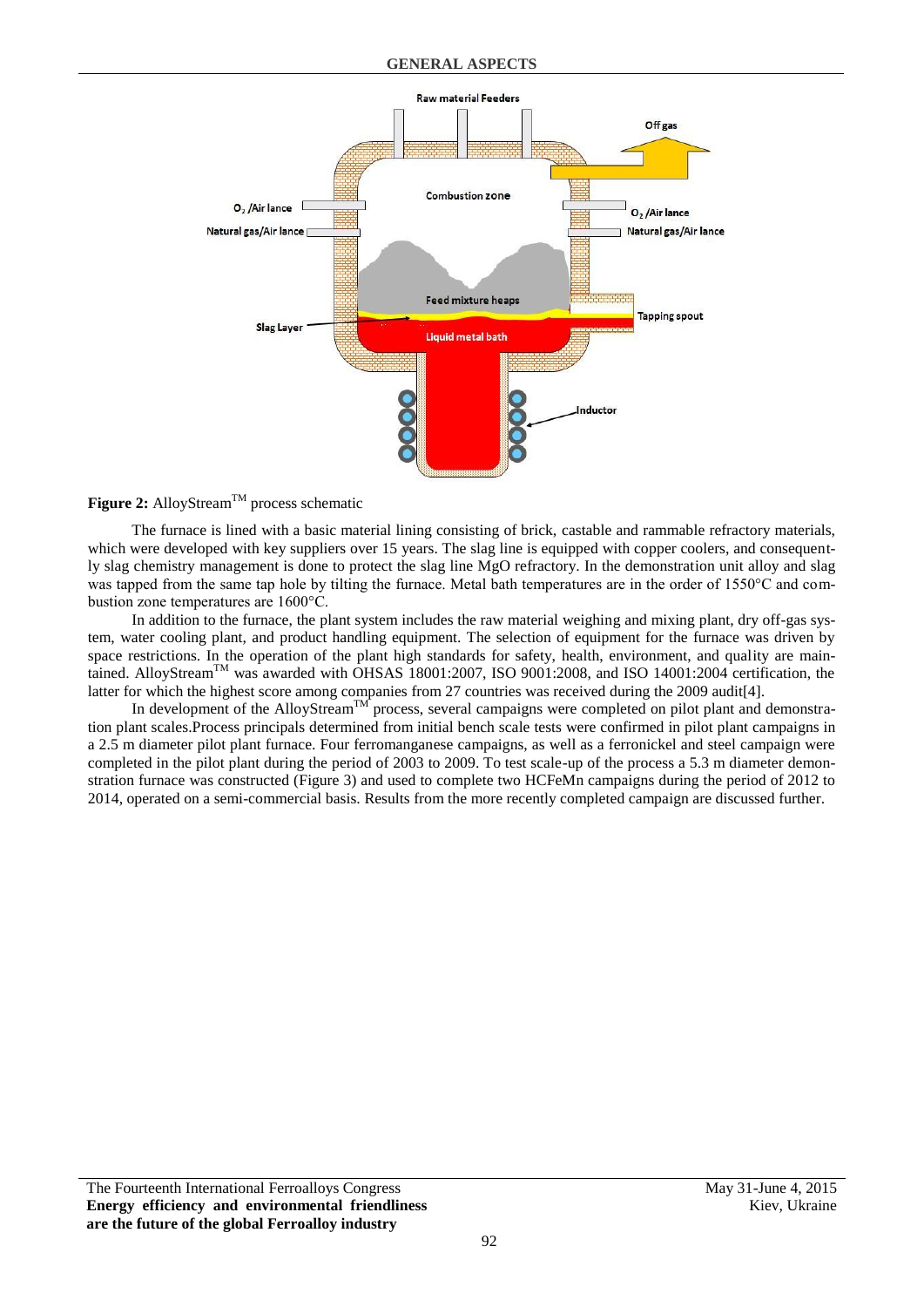**Figure 2:** AlloyStream™ process schematic

The furnace is lined with a basic material lining consisting of brick, castable and rammable refractory materials, which were developed with key suppliers over 15 years. The slag line is equipped with copper coolers, and consequently slag chemistry management is done to protect the slag line MgO refractory. In the demonstration unit alloy and slag was tapped from the same tap hole by tilting the furnace. Metal bath temperatures are in the order of 1550°C and combustion zone temperatures are 1600°C.

In addition to the furnace, the plant system includes the raw material weighing and mixing plant, dry off-gas system, water cooling plant, and product handling equipment. The selection of equipment for the furnace was driven by space restrictions. In the operation of the plant high standards for safety, health, environment, and quality are maintained. AlloyStream™ was awarded with OHSAS 18001:2007, ISO 9001:2008, and ISO 14001:2004 certification, the latter for which the highest score among companies from 27 countries was received during the 2009 audit[4].

In development of the AlloyStream™ process, several campaigns were completed on pilot plant and demonstration plant scales.Process principals determined from initial bench scale tests were confirmed in pilot plant campaigns in a 2.5 m diameter pilot plant furnace. Four ferromanganese campaigns, as well as a ferronickel and steel campaign were completed in the pilot plant during the period of 2003 to 2009. To test scale-up of the process a 5.3 m diameter demonstration furnace was constructed (Figure 3) and used to complete two HCFeMn campaigns during the period of 2012 to 2014, operated on a semi-commercial basis. Results from the more recently completed campaign are discussed further.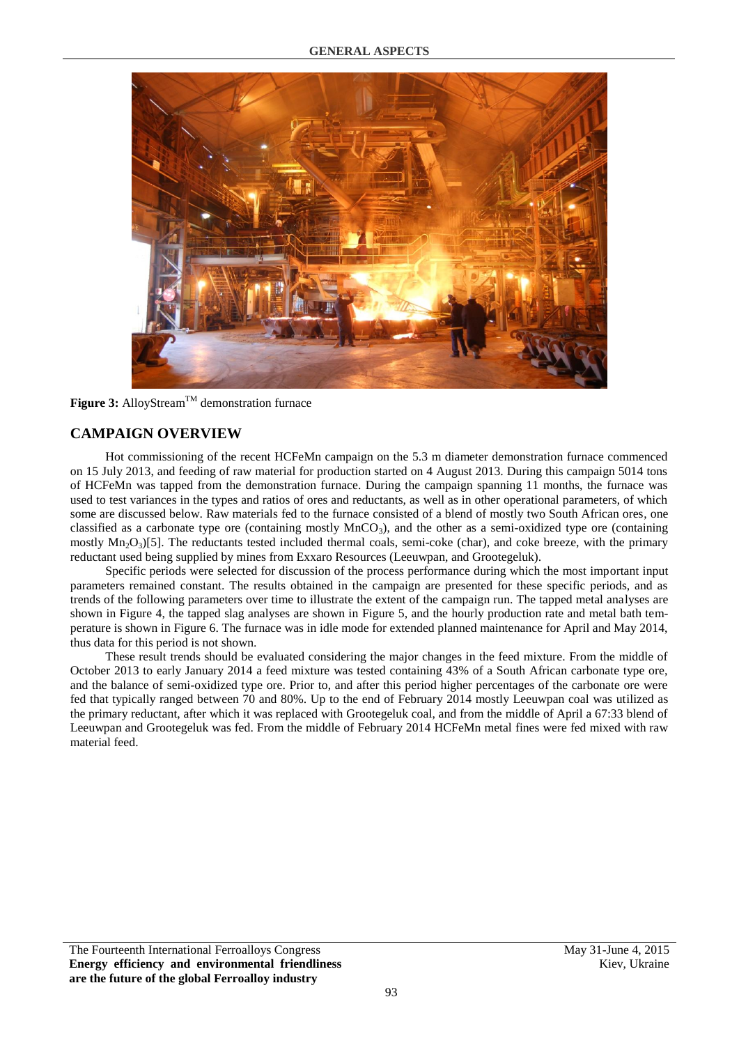**Figure 3:** AlloyStream$^{TM}$ demonstration furnace

## CAMPAIGN OVERVIEW

Hot commissioning of the recent HCFeMn campaign on the 5.3 m diameter demonstration furnace commenced on 15 July 2013, and feeding of raw material for production started on 4 August 2013. During this campaign 5014 tons of HCFeMn was tapped from the demonstration furnace. During the campaign spanning 11 months, the furnace was used to test variances in the types and ratios of ores and reductants, as well as in other operational parameters, of which some are discussed below. Raw materials fed to the furnace consisted of a blend of mostly two South African ores, one classified as a carbonate type ore (containing mostly $MnCO_3$), and the other as a semi-oxidized type ore (containing mostly $Mn_2O_3$)[5]. The reductants tested included thermal coals, semi-coke (char), and coke breeze, with the primary reductant used being supplied by mines from Exxaro Resources (Leeuwpan, and Grootegeluk).

Specific periods were selected for discussion of the process performance during which the most important input parameters remained constant. The results obtained in the campaign are presented for these specific periods, and as trends of the following parameters over time to illustrate the extent of the campaign run. The tapped metal analyses are shown in Figure 4, the tapped slag analyses are shown in Figure 5, and the hourly production rate and metal bath temperature is shown in Figure 6. The furnace was in idle mode for extended planned maintenance for April and May 2014, thus data for this period is not shown.

These result trends should be evaluated considering the major changes in the feed mixture. From the middle of October 2013 to early January 2014 a feed mixture was tested containing 43% of a South African carbonate type ore, and the balance of semi-oxidized type ore. Prior to, and after this period higher percentages of the carbonate ore were fed that typically ranged between 70 and 80%. Up to the end of February 2014 mostly Leeuwpan coal was utilized as the primary reductant, after which it was replaced with Grootegeluk coal, and from the middle of April a 67:33 blend of Leeuwpan and Grootegeluk was fed. From the middle of February 2014 HCFeMn metal fines were fed mixed with raw material feed.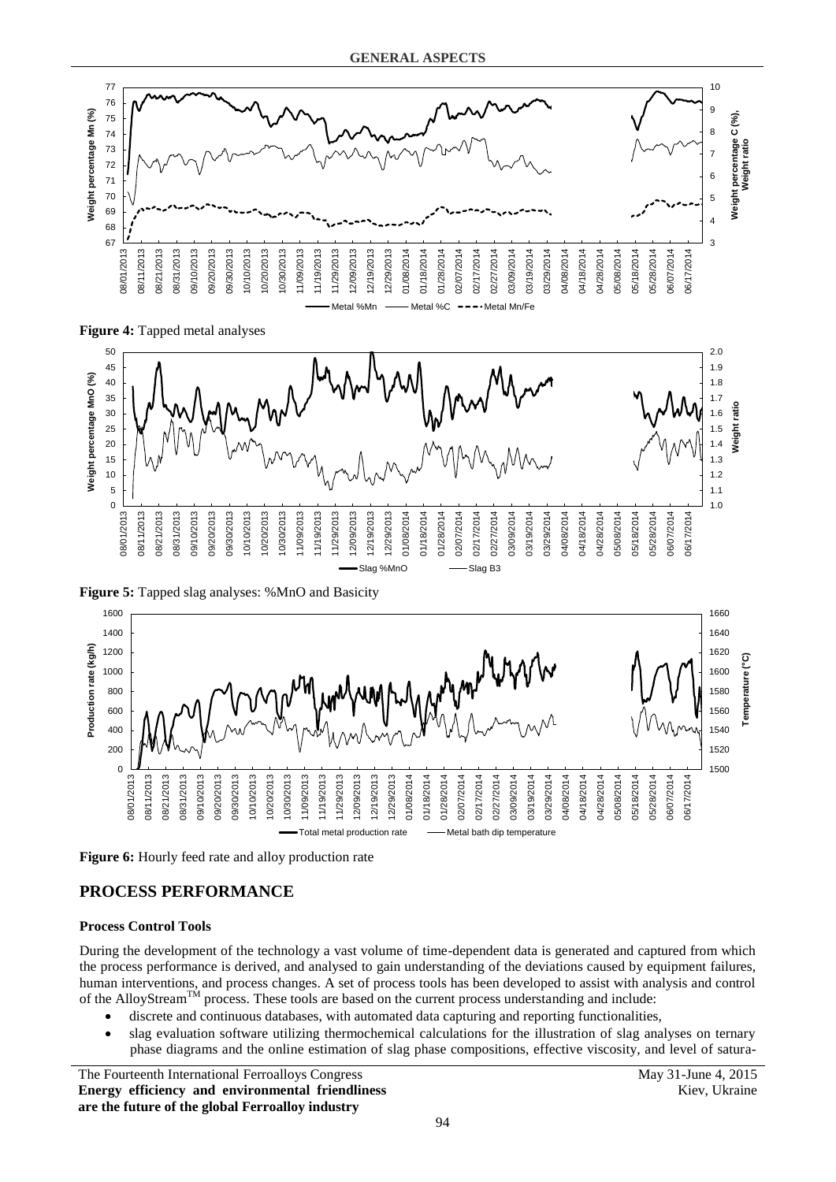**Figure 4:** Tapped metal analyses

**Figure 5:** Tapped slag analyses: %MnO and Basicity

**Figure 6:** Hourly feed rate and alloy production rate

## PROCESS PERFORMANCE

### Process Control Tools

During the development of the technology a vast volume of time-dependent data is generated and captured from which the process performance is derived, and analysed to gain understanding of the deviations caused by equipment failures, human interventions, and process changes. A set of process tools has been developed to assist with analysis and control of the AlloyStream[TM] process. These tools are based on the current process understanding and include:

- discrete and continuous databases, with automated data capturing and reporting functionalities,
- slag evaluation software utilizing thermochemical calculations for the illustration of slag analyses on ternary phase diagrams and the online estimation of slag phase compositions, effective viscosity, and level of satura-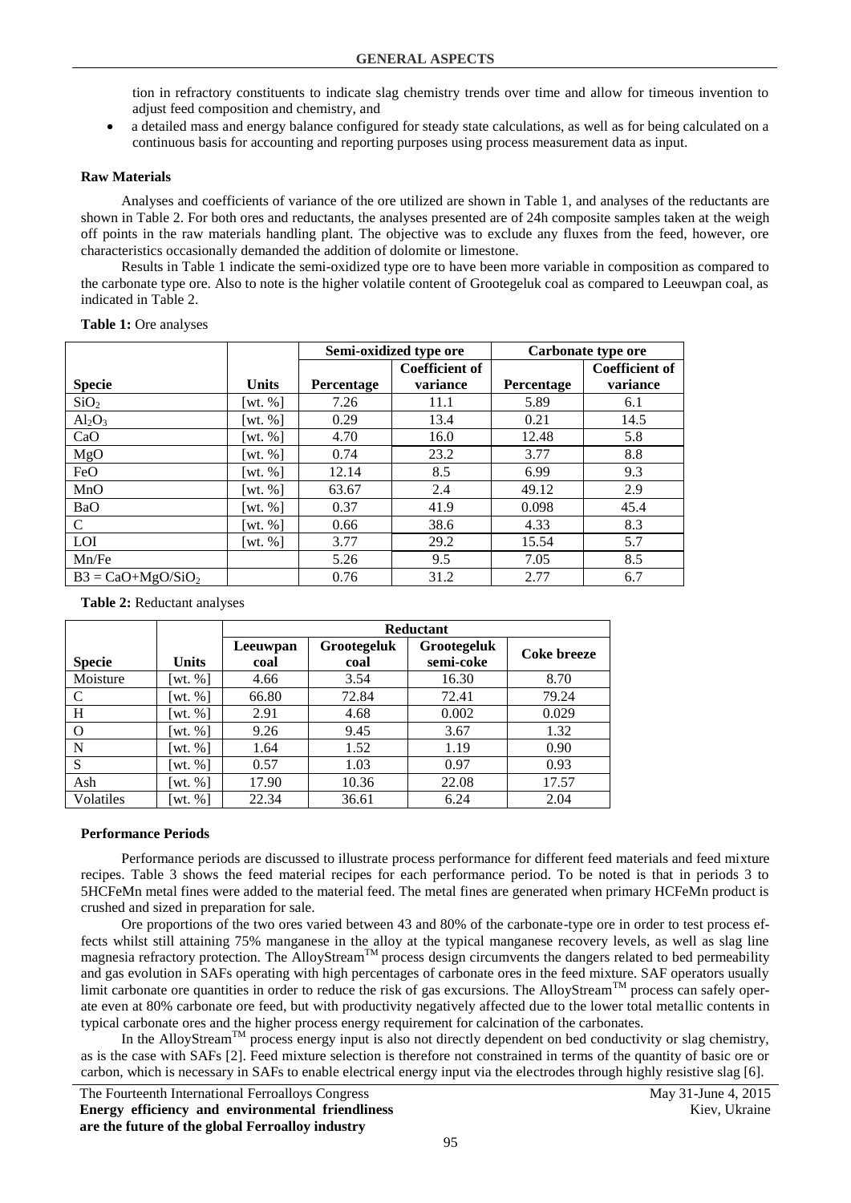tion in refractory constituents to indicate slag chemistry trends over time and allow for timeous invention to adjust feed composition and chemistry, and

- a detailed mass and energy balance configured for steady state calculations, as well as for being calculated on a continuous basis for accounting and reporting purposes using process measurement data as input.

**Raw Materials**

Analyses and coefficients of variance of the ore utilized are shown in Table 1, and analyses of the reductants are shown in Table 2. For both ores and reductants, the analyses presented are of 24h composite samples taken at the weigh off points in the raw materials handling plant. The objective was to exclude any fluxes from the feed, however, ore characteristics occasionally demanded the addition of dolomite or limestone.

Results in Table 1 indicate the semi-oxidized type ore to have been more variable in composition as compared to the carbonate type ore. Also to note is the higher volatile content of Grootegeluk coal as compared to Leeuwpan coal, as indicated in Table 2.

**Table 1:** Ore analyses

| | | Semi-oxidized type ore | | Carbonate type ore | |
|---|---|---|---|---|---|
| **Specie** | **Units** | **Percentage** | **Coefficient of variance** | **Percentage** | **Coefficient of variance** |
| $SiO_2$ | [wt. %] | 7.26 | 11.1 | 5.89 | 6.1 |
| $Al_2O_3$ | [wt. %] | 0.29 | 13.4 | 0.21 | 14.5 |
| CaO | [wt. %] | 4.70 | 16.0 | 12.48 | 5.8 |
| MgO | [wt. %] | 0.74 | 23.2 | 3.77 | 8.8 |
| FeO | [wt. %] | 12.14 | 8.5 | 6.99 | 9.3 |
| MnO | [wt. %] | 63.67 | 2.4 | 49.12 | 2.9 |
| BaO | [wt. %] | 0.37 | 41.9 | 0.098 | 45.4 |
| C | [wt. %] | 0.66 | 38.6 | 4.33 | 8.3 |
| LOI | [wt. %] | 3.77 | 29.2 | 15.54 | 5.7 |
| Mn/Fe | | 5.26 | 9.5 | 7.05 | 8.5 |
| $B3 = CaO+MgO/SiO_2$ | | 0.76 | 31.2 | 2.77 | 6.7 |

**Table 2:** Reductant analyses

| | | Reductant | | | |
|---|---|---|---|---|---|
| **Specie** | **Units** | **Leeuwpan coal** | **Grootegeluk coal** | **Grootegeluk semi-coke** | **Coke breeze** |
| Moisture | [wt. %] | 4.66 | 3.54 | 16.30 | 8.70 |
| C | [wt. %] | 66.80 | 72.84 | 72.41 | 79.24 |
| H | [wt. %] | 2.91 | 4.68 | 0.002 | 0.029 |
| O | [wt. %] | 9.26 | 9.45 | 3.67 | 1.32 |
| N | [wt. %] | 1.64 | 1.52 | 1.19 | 0.90 |
| S | [wt. %] | 0.57 | 1.03 | 0.97 | 0.93 |
| Ash | [wt. %] | 17.90 | 10.36 | 22.08 | 17.57 |
| Volatiles | [wt. %] | 22.34 | 36.61 | 6.24 | 2.04 |

**Performance Periods**

Performance periods are discussed to illustrate process performance for different feed materials and feed mixture recipes. Table 3 shows the feed material recipes for each performance period. To be noted is that in periods 3 to 5HCFeMn metal fines were added to the material feed. The metal fines are generated when primary HCFeMn product is crushed and sized in preparation for sale.

Ore proportions of the two ores varied between 43 and 80% of the carbonate-type ore in order to test process effects whilst still attaining 75% manganese in the alloy at the typical manganese recovery levels, as well as slag line magnesia refractory protection. The AlloyStream™ process design circumvents the dangers related to bed permeability and gas evolution in SAFs operating with high percentages of carbonate ores in the feed mixture. SAF operators usually limit carbonate ore quantities in order to reduce the risk of gas excursions. The AlloyStream™ process can safely operate even at 80% carbonate ore feed, but with productivity negatively affected due to the lower total metallic contents in typical carbonate ores and the higher process energy requirement for calcination of the carbonates.

In the AlloyStream™ process energy input is also not directly dependent on bed conductivity or slag chemistry, as is the case with SAFs [2]. Feed mixture selection is therefore not constrained in terms of the quantity of basic ore or carbon, which is necessary in SAFs to enable electrical energy input via the electrodes through highly resistive slag [6].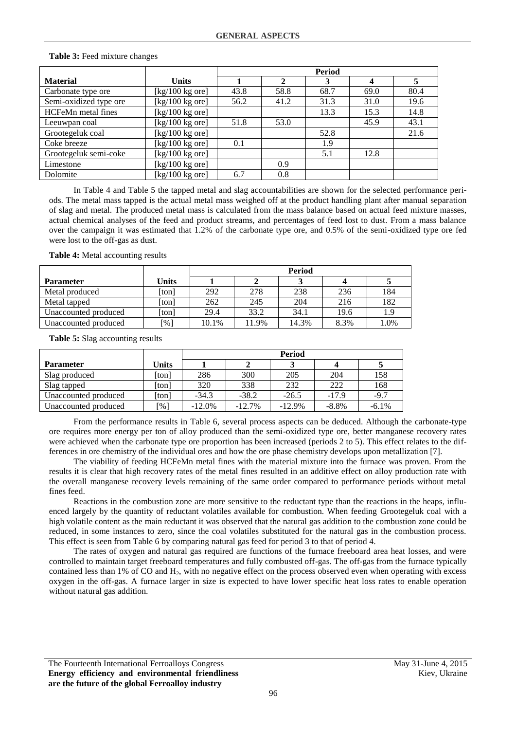**Table 3:** Feed mixture changes

| Material | Units | Period | | | | |
|---|---|---|---|---|---|---|
| | | 1 | 2 | 3 | 4 | 5 |
| Carbonate type ore | [kg/100 kg ore] | 43.8 | 58.8 | 68.7 | 69.0 | 80.4 |
| Semi-oxidized type ore | [kg/100 kg ore] | 56.2 | 41.2 | 31.3 | 31.0 | 19.6 |
| HCFeMn metal fines | [kg/100 kg ore] | | | 13.3 | 15.3 | 14.8 |
| Leeuwpan coal | [kg/100 kg ore] | 51.8 | 53.0 | | 45.9 | 43.1 |
| Grootegeluk coal | [kg/100 kg ore] | | | 52.8 | | 21.6 |
| Coke breeze | [kg/100 kg ore] | 0.1 | | 1.9 | | |
| Grootegeluk semi-coke | [kg/100 kg ore] | | | 5.1 | 12.8 | |
| Limestone | [kg/100 kg ore] | | 0.9 | | | |
| Dolomite | [kg/100 kg ore] | 6.7 | 0.8 | | | |

In Table 4 and Table 5 the tapped metal and slag accountabilities are shown for the selected performance periods. The metal mass tapped is the actual metal mass weighed off at the product handling plant after manual separation of slag and metal. The produced metal mass is calculated from the mass balance based on actual feed mixture masses, actual chemical analyses of the feed and product streams, and percentages of feed lost to dust. From a mass balance over the campaign it was estimated that 1.2% of the carbonate type ore, and 0.5% of the semi-oxidized type ore fed were lost to the off-gas as dust.

**Table 4:** Metal accounting results

| Parameter | Units | Period | | | | |
|---|---|---|---|---|---|---|
| | | 1 | 2 | 3 | 4 | 5 |
| Metal produced | [ton] | 292 | 278 | 238 | 236 | 184 |
| Metal tapped | [ton] | 262 | 245 | 204 | 216 | 182 |
| Unaccounted produced | [ton] | 29.4 | 33.2 | 34.1 | 19.6 | 1.9 |
| Unaccounted produced | [%] | 10.1% | 11.9% | 14.3% | 8.3% | 1.0% |

**Table 5:** Slag accounting results

| Parameter | Units | Period | | | | |
|---|---|---|---|---|---|---|
| | | 1 | 2 | 3 | 4 | 5 |
| Slag produced | [ton] | 286 | 300 | 205 | 204 | 158 |
| Slag tapped | [ton] | 320 | 338 | 232 | 222 | 168 |
| Unaccounted produced | [ton] | -34.3 | -38.2 | -26.5 | -17.9 | -9.7 |
| Unaccounted produced | [%] | -12.0% | -12.7% | -12.9% | -8.8% | -6.1% |

From the performance results in Table 6, several process aspects can be deduced. Although the carbonate-type ore requires more energy per ton of alloy produced than the semi-oxidized type ore, better manganese recovery rates were achieved when the carbonate type ore proportion has been increased (periods 2 to 5). This effect relates to the differences in ore chemistry of the individual ores and how the ore phase chemistry develops upon metallization [7].

The viability of feeding HCFeMn metal fines with the material mixture into the furnace was proven. From the results it is clear that high recovery rates of the metal fines resulted in an additive effect on alloy production rate with the overall manganese recovery levels remaining of the same order compared to performance periods without metal fines feed.

Reactions in the combustion zone are more sensitive to the reductant type than the reactions in the heaps, influenced largely by the quantity of reductant volatiles available for combustion. When feeding Grootegeluk coal with a high volatile content as the main reductant it was observed that the natural gas addition to the combustion zone could be reduced, in some instances to zero, since the coal volatiles substituted for the natural gas in the combustion process. This effect is seen from Table 6 by comparing natural gas feed for period 3 to that of period 4.

The rates of oxygen and natural gas required are functions of the furnace freeboard area heat losses, and were controlled to maintain target freeboard temperatures and fully combusted off-gas. The off-gas from the furnace typically contained less than 1% of CO and $H_2$, with no negative effect on the process observed even when operating with excess oxygen in the off-gas. A furnace larger in size is expected to have lower specific heat loss rates to enable operation without natural gas addition.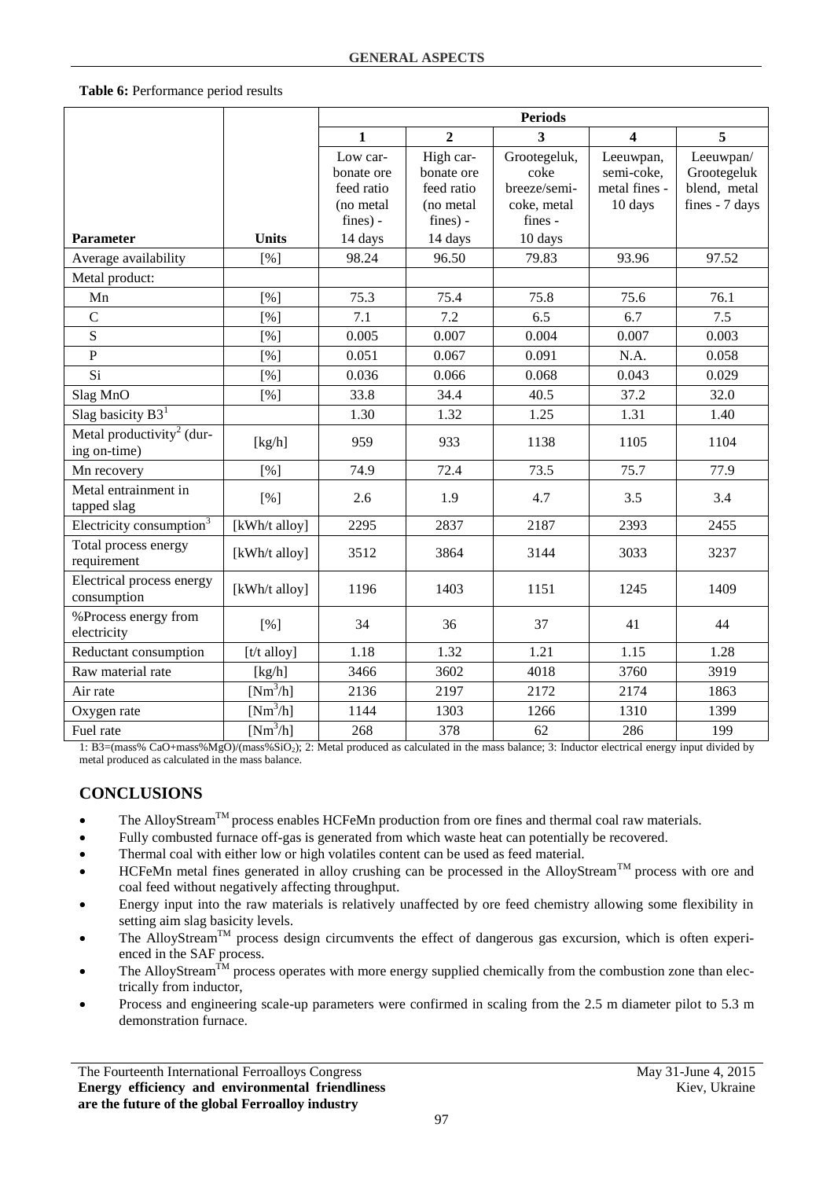**Table 6:** Performance period results

| Parameter | Units | Periods | | | | |
|---|---|---|---|---|---|---|
| | | 1 | 2 | 3 | 4 | 5 |
| | | Low carbonate ore feed ratio (no metal fines) - 14 days | High carbonate ore feed ratio (no metal fines) - 14 days | Grootegeluk, coke breeze/semi-coke, metal fines - 10 days | Leeuwpan, semi-coke, metal fines - 10 days | Leeuwpan/ Grootegeluk blend, metal fines - 7 days |
| Average availability | [%] | 98.24 | 96.50 | 79.83 | 93.96 | 97.52 |
| Metal product: | | | | | | |
| Mn | [%] | 75.3 | 75.4 | 75.8 | 75.6 | 76.1 |
| C | [%] | 7.1 | 7.2 | 6.5 | 6.7 | 7.5 |
| S | [%] | 0.005 | 0.007 | 0.004 | 0.007 | 0.003 |
| P | [%] | 0.051 | 0.067 | 0.091 | N.A. | 0.058 |
| Si | [%] | 0.036 | 0.066 | 0.068 | 0.043 | 0.029 |
| Slag MnO | [%] | 33.8 | 34.4 | 40.5 | 37.2 | 32.0 |
| Slag basicity B3[1] | | 1.30 | 1.32 | 1.25 | 1.31 | 1.40 |
| Metal productivity[2] (during on-time) | [kg/h] | 959 | 933 | 1138 | 1105 | 1104 |
| Mn recovery | [%] | 74.9 | 72.4 | 73.5 | 75.7 | 77.9 |
| Metal entrainment in tapped slag | [%] | 2.6 | 1.9 | 4.7 | 3.5 | 3.4 |
| Electricity consumption[3] | [kWh/t alloy] | 2295 | 2837 | 2187 | 2393 | 2455 |
| Total process energy requirement | [kWh/t alloy] | 3512 | 3864 | 3144 | 3033 | 3237 |
| Electrical process energy consumption | [kWh/t alloy] | 1196 | 1403 | 1151 | 1245 | 1409 |
| %Process energy from electricity | [%] | 34 | 36 | 37 | 41 | 44 |
| Reductant consumption | [t/t alloy] | 1.18 | 1.32 | 1.21 | 1.15 | 1.28 |
| Raw material rate | [kg/h] | 3466 | 3602 | 4018 | 3760 | 3919 |
| Air rate | [$Nm^3/h$] | 2136 | 2197 | 2172 | 2174 | 1863 |
| Oxygen rate | [$Nm^3/h$] | 1144 | 1303 | 1266 | 1310 | 1399 |
| Fuel rate | [$Nm^3/h$] | 268 | 378 | 62 | 286 | 199 |

1: B3=(mass% CaO+mass%MgO)/(mass%$SiO_2$); 2: Metal produced as calculated in the mass balance; 3: Inductor electrical energy input divided by metal produced as calculated in the mass balance.

## CONCLUSIONS

- The AlloyStream™ process enables HCFeMn production from ore fines and thermal coal raw materials.
- Fully combusted furnace off-gas is generated from which waste heat can potentially be recovered.
- Thermal coal with either low or high volatiles content can be used as feed material.
- HCFeMn metal fines generated in alloy crushing can be processed in the AlloyStream™ process with ore and coal feed without negatively affecting throughput.
- Energy input into the raw materials is relatively unaffected by ore feed chemistry allowing some flexibility in setting aim slag basicity levels.
- The AlloyStream™ process design circumvents the effect of dangerous gas excursion, which is often experienced in the SAF process.
- The AlloyStream™ process operates with more energy supplied chemically from the combustion zone than electrically from inductor,
- Process and engineering scale-up parameters were confirmed in scaling from the 2.5 m diameter pilot to 5.3 m demonstration furnace.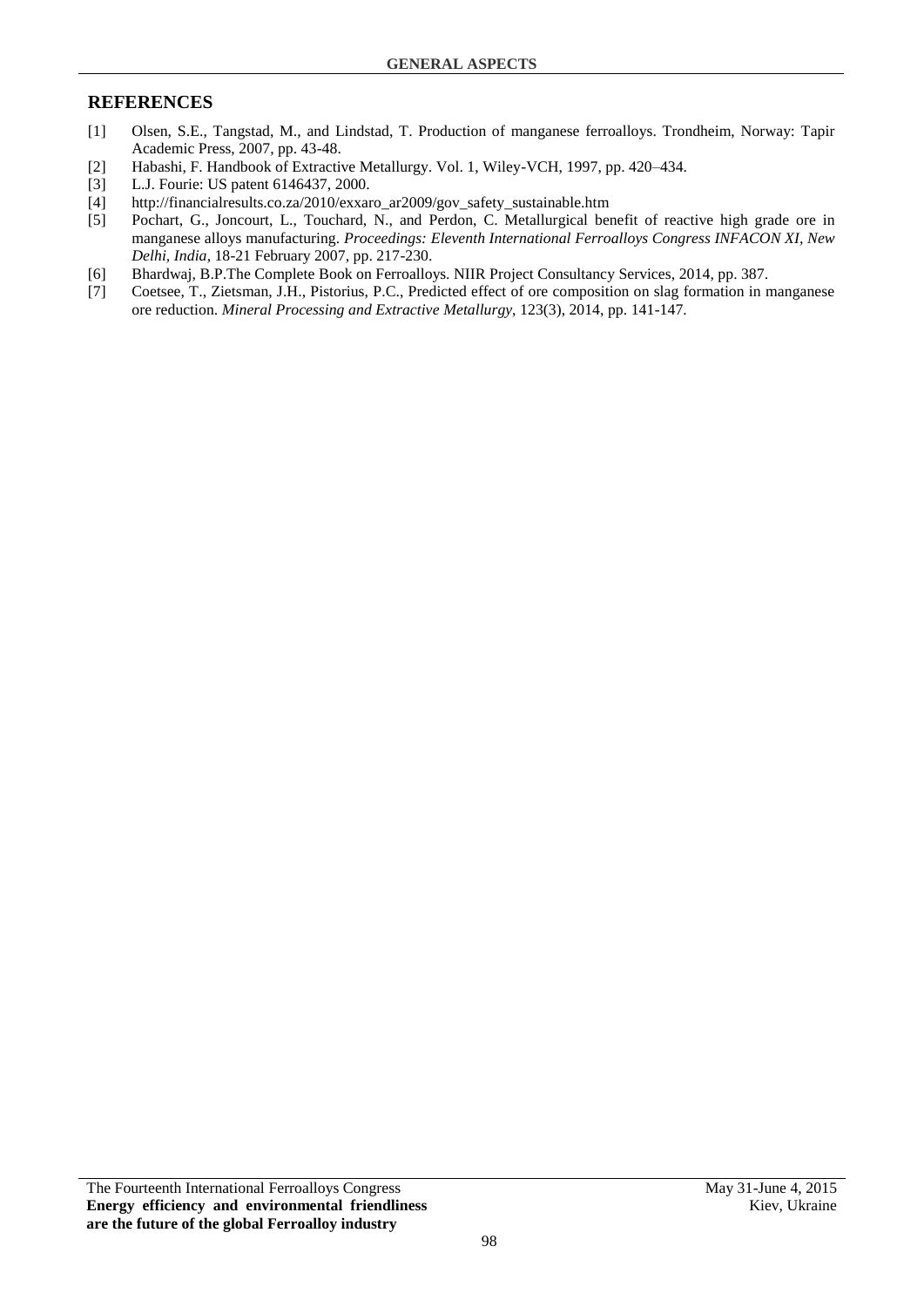## REFERENCES

[1] Olsen, S.E., Tangstad, M., and Lindstad, T. Production of manganese ferroalloys. Trondheim, Norway: Tapir Academic Press, 2007, pp. 43-48.

[2] Habashi, F. Handbook of Extractive Metallurgy. Vol. 1, Wiley-VCH, 1997, pp. 420–434.

[3] L.J. Fourie: US patent 6146437, 2000.

[4] http://financialresults.co.za/2010/exxaro_ar2009/gov_safety_sustainable.htm

[5] Pochart, G., Joncourt, L., Touchard, N., and Perdon, C. Metallurgical benefit of reactive high grade ore in manganese alloys manufacturing. *Proceedings: Eleventh International Ferroalloys Congress INFACON XI, New Delhi, India*, 18-21 February 2007, pp. 217-230.

[6] Bhardwaj, B.P.The Complete Book on Ferroalloys. NIIR Project Consultancy Services, 2014, pp. 387.

[7] Coetsee, T., Zietsman, J.H., Pistorius, P.C., Predicted effect of ore composition on slag formation in manganese ore reduction. *Mineral Processing and Extractive Metallurgy*, 123(3), 2014, pp. 141-147.